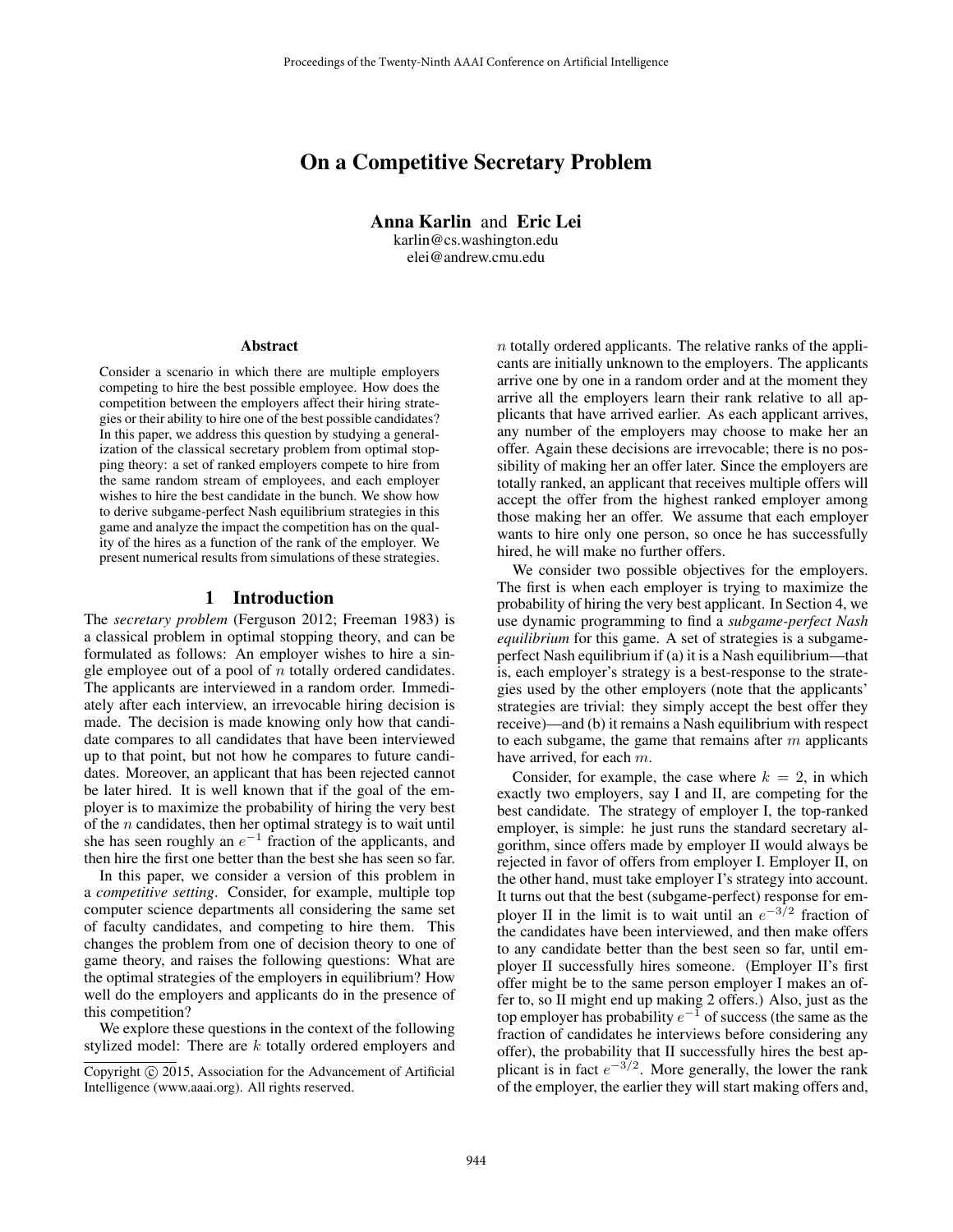# On a Competitive Secretary Problem

**Anna Karlin** and **Eric Lei**
karlin@cs.washington.edu
elei@andrew.cmu.edu

### Abstract

Consider a scenario in which there are multiple employers competing to hire the best possible employee. How does the competition between the employers affect their hiring strategies or their ability to hire one of the best possible candidates? In this paper, we address this question by studying a generalization of the classical secretary problem from optimal stopping theory: a set of ranked employers compete to hire from the same random stream of employees, and each employer wishes to hire the best candidate in the bunch. We show how to derive subgame-perfect Nash equilibrium strategies in this game and analyze the impact the competition has on the quality of the hires as a function of the rank of the employer. We present numerical results from simulations of these strategies.

## 1 Introduction

The *secretary problem* (Ferguson 2012; Freeman 1983) is a classical problem in optimal stopping theory, and can be formulated as follows: An employer wishes to hire a single employee out of a pool of $n$ totally ordered candidates. The applicants are interviewed in a random order. Immediately after each interview, an irrevocable hiring decision is made. The decision is made knowing only how that candidate compares to all candidates that have been interviewed up to that point, but not how he compares to future candidates. Moreover, an applicant that has been rejected cannot be later hired. It is well known that if the goal of the employer is to maximize the probability of hiring the very best of the $n$ candidates, then her optimal strategy is to wait until she has seen roughly an $e^{-1}$ fraction of the applicants, and then hire the first one better than the best she has seen so far.

In this paper, we consider a version of this problem in a *competitive setting*. Consider, for example, multiple top computer science departments all considering the same set of faculty candidates, and competing to hire them. This changes the problem from one of decision theory to one of game theory, and raises the following questions: What are the optimal strategies of the employers in equilibrium? How well do the employers and applicants do in the presence of this competition?

We explore these questions in the context of the following stylized model: There are $k$ totally ordered employers and $n$ totally ordered applicants. The relative ranks of the applicants are initially unknown to the employers. The applicants arrive one by one in a random order and at the moment they arrive all the employers learn their rank relative to all applicants that have arrived earlier. As each applicant arrives, any number of the employers may choose to make her an offer. Again these decisions are irrevocable; there is no possibility of making her an offer later. Since the employers are totally ranked, an applicant that receives multiple offers will accept the offer from the highest ranked employer among those making her an offer. We assume that each employer wants to hire only one person, so once he has successfully hired, he will make no further offers.

We consider two possible objectives for the employers. The first is when each employer is trying to maximize the probability of hiring the very best applicant. In Section 4, we use dynamic programming to find a *subgame-perfect Nash equilibrium* for this game. A set of strategies is a subgame-perfect Nash equilibrium if (a) it is a Nash equilibrium—that is, each employer's strategy is a best-response to the strategies used by the other employers (note that the applicants' strategies are trivial: they simply accept the best offer they receive)—and (b) it remains a Nash equilibrium with respect to each subgame, the game that remains after $m$ applicants have arrived, for each $m$.

Consider, for example, the case where $k = 2$, in which exactly two employers, say I and II, are competing for the best candidate. The strategy of employer I, the top-ranked employer, is simple: he just runs the standard secretary algorithm, since offers made by employer II would always be rejected in favor of offers from employer I. Employer II, on the other hand, must take employer I's strategy into account. It turns out that the best (subgame-perfect) response for employer II in the limit is to wait until an $e^{-3/2}$ fraction of the candidates have been interviewed, and then make offers to any candidate better than the best seen so far, until employer II successfully hires someone. (Employer II's first offer might be to the same person employer I makes an offer to, so II might end up making 2 offers.) Also, just as the top employer has probability $e^{-1}$ of success (the same as the fraction of candidates he interviews before considering any offer), the probability that II successfully hires the best applicant is in fact $e^{-3/2}$. More generally, the lower the rank of the employer, the earlier they will start making offers and,

Copyright © 2015, Association for the Advancement of Artificial Intelligence (www.aaai.org). All rights reserved.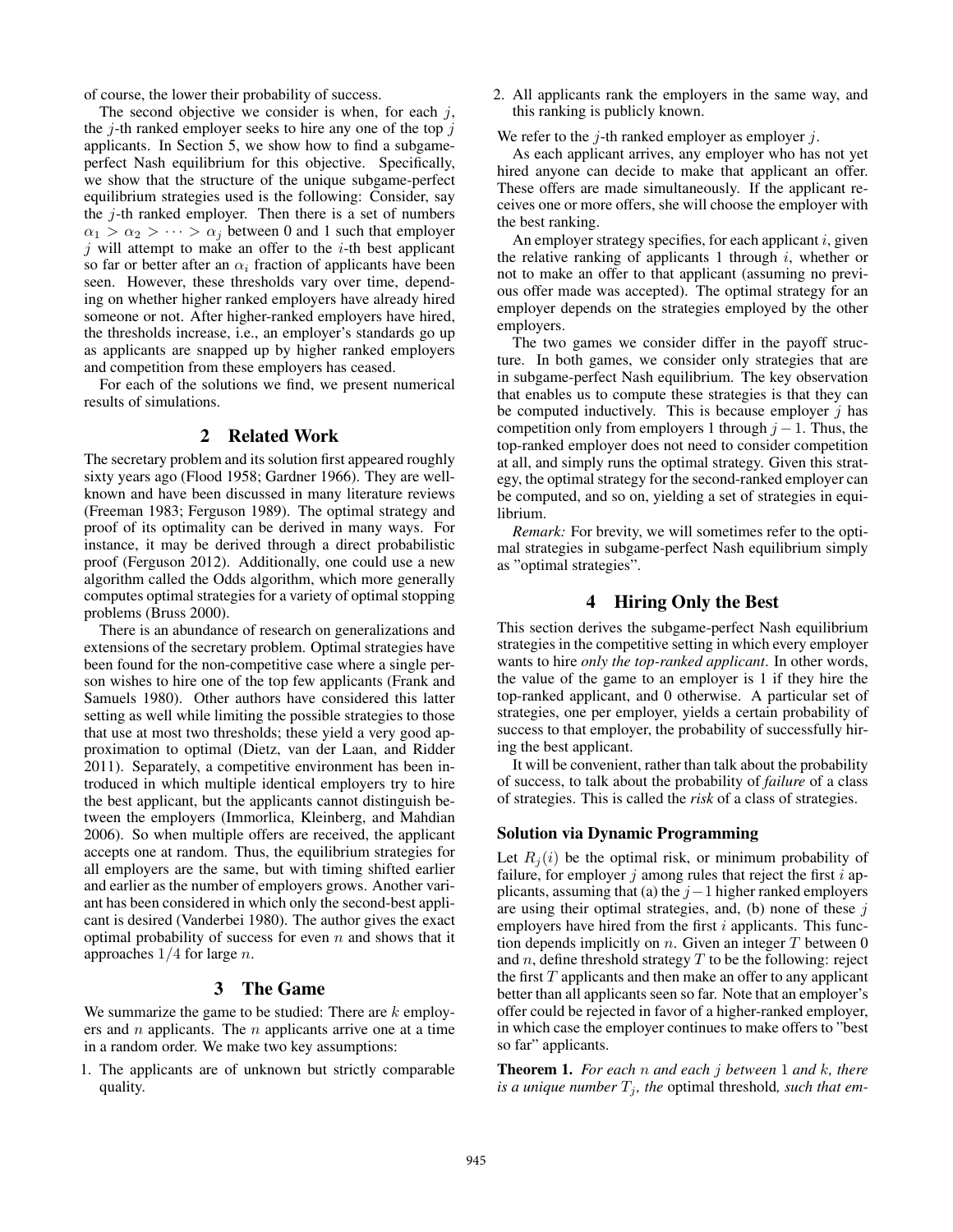of course, the lower their probability of success.

The second objective we consider is when, for each $j$, the $j$-th ranked employer seeks to hire any one of the top $j$ applicants. In Section 5, we show how to find a subgame-perfect Nash equilibrium for this objective. Specifically, we show that the structure of the unique subgame-perfect equilibrium strategies used is the following: Consider, say the $j$-th ranked employer. Then there is a set of numbers $\alpha_1 > \alpha_2 > \cdots > \alpha_j$ between 0 and 1 such that employer $j$ will attempt to make an offer to the $i$-th best applicant so far or better after an $\alpha_i$ fraction of applicants have been seen. However, these thresholds vary over time, depending on whether higher ranked employers have already hired someone or not. After higher-ranked employers have hired, the thresholds increase, i.e., an employer's standards go up as applicants are snapped up by higher ranked employers and competition from these employers has ceased.

For each of the solutions we find, we present numerical results of simulations.

## 2 Related Work

The secretary problem and its solution first appeared roughly sixty years ago (Flood 1958; Gardner 1966). They are well-known and have been discussed in many literature reviews (Freeman 1983; Ferguson 1989). The optimal strategy and proof of its optimality can be derived in many ways. For instance, it may be derived through a direct probabilistic proof (Ferguson 2012). Additionally, one could use a new algorithm called the Odds algorithm, which more generally computes optimal strategies for a variety of optimal stopping problems (Bruss 2000).

There is an abundance of research on generalizations and extensions of the secretary problem. Optimal strategies have been found for the non-competitive case where a single person wishes to hire one of the top few applicants (Frank and Samuels 1980). Other authors have considered this latter setting as well while limiting the possible strategies to those that use at most two thresholds; these yield a very good approximation to optimal (Dietz, van der Laan, and Ridder 2011). Separately, a competitive environment has been introduced in which multiple identical employers try to hire the best applicant, but the applicants cannot distinguish between the employers (Immorlica, Kleinberg, and Mahdian 2006). So when multiple offers are received, the applicant accepts one at random. Thus, the equilibrium strategies for all employers are the same, but with timing shifted earlier and earlier as the number of employers grows. Another variant has been considered in which only the second-best applicant is desired (Vanderbei 1980). The author gives the exact optimal probability of success for even $n$ and shows that it approaches $1/4$ for large $n$.

## 3 The Game

We summarize the game to be studied: There are $k$ employers and $n$ applicants. The $n$ applicants arrive one at a time in a random order. We make two key assumptions:

1. The applicants are of unknown but strictly comparable quality.
2. All applicants rank the employers in the same way, and this ranking is publicly known.

We refer to the $j$-th ranked employer as employer $j$.

As each applicant arrives, any employer who has not yet hired anyone can decide to make that applicant an offer. These offers are made simultaneously. If the applicant receives one or more offers, she will choose the employer with the best ranking.

An employer strategy specifies, for each applicant $i$, given the relative ranking of applicants 1 through $i$, whether or not to make an offer to that applicant (assuming no previous offer made was accepted). The optimal strategy for an employer depends on the strategies employed by the other employers.

The two games we consider differ in the payoff structure. In both games, we consider only strategies that are in subgame-perfect Nash equilibrium. The key observation that enables us to compute these strategies is that they can be computed inductively. This is because employer $j$ has competition only from employers 1 through $j-1$. Thus, the top-ranked employer does not need to consider competition at all, and simply runs the optimal strategy. Given this strategy, the optimal strategy for the second-ranked employer can be computed, and so on, yielding a set of strategies in equilibrium.

*Remark:* For brevity, we will sometimes refer to the optimal strategies in subgame-perfect Nash equilibrium simply as "optimal strategies".

## 4 Hiring Only the Best

This section derives the subgame-perfect Nash equilibrium strategies in the competitive setting in which every employer wants to hire *only the top-ranked applicant*. In other words, the value of the game to an employer is 1 if they hire the top-ranked applicant, and 0 otherwise. A particular set of strategies, one per employer, yields a certain probability of success to that employer, the probability of successfully hiring the best applicant.

It will be convenient, rather than talk about the probability of success, to talk about the probability of *failure* of a class of strategies. This is called the *risk* of a class of strategies.

### Solution via Dynamic Programming

Let $R_j(i)$ be the optimal risk, or minimum probability of failure, for employer $j$ among rules that reject the first $i$ applicants, assuming that (a) the $j-1$ higher ranked employers are using their optimal strategies, and, (b) none of these $j$ employers have hired from the first $i$ applicants. This function depends implicitly on $n$. Given an integer $T$ between 0 and $n$, define threshold strategy $T$ to be the following: reject the first $T$ applicants and then make an offer to any applicant better than all applicants seen so far. Note that an employer's offer could be rejected in favor of a higher-ranked employer, in which case the employer continues to make offers to "best so far" applicants.

**Theorem 1.** *For each $n$ and each $j$ between 1 and $k$, there is a unique number $T_j$, the* optimal threshold*, such that em-*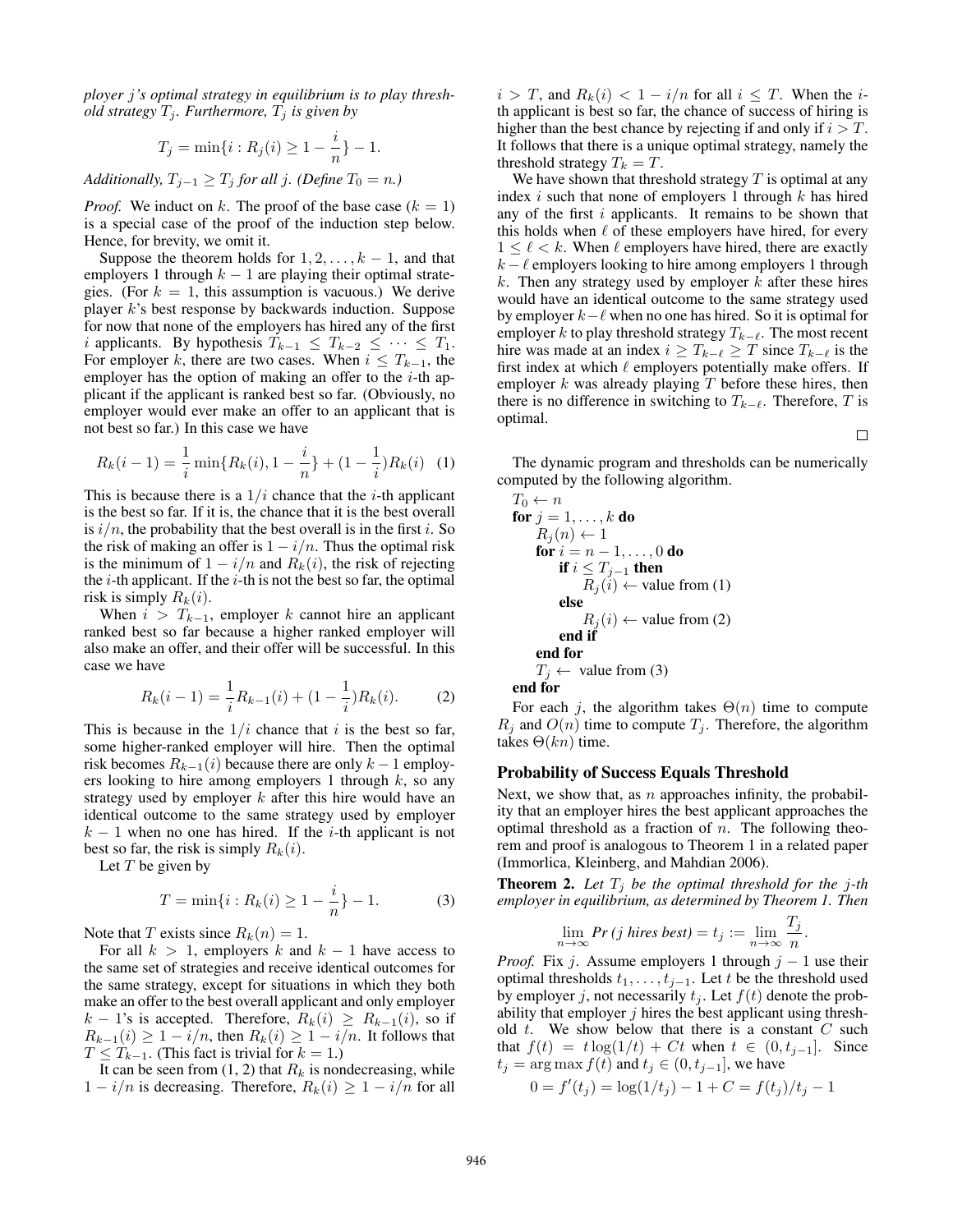*ployer j's optimal strategy in equilibrium is to play threshold strategy $T_j$. Furthermore, $T_j$ is given by*

$$T_j = \min\{i : R_j(i) \geq 1 - \frac{i}{n}\} - 1.$$

*Additionally, $T_{j-1} \geq T_j$ for all $j$. (Define $T_0 = n$.)*

*Proof.* We induct on $k$. The proof of the base case ($k = 1$) is a special case of the proof of the induction step below. Hence, for brevity, we omit it.

Suppose the theorem holds for $1, 2, \ldots, k-1$, and that employers 1 through $k-1$ are playing their optimal strategies. (For $k = 1$, this assumption is vacuous.) We derive player $k$'s best response by backwards induction. Suppose for now that none of the employers has hired any of the first $i$ applicants. By hypothesis $T_{k-1} \leq T_{k-2} \leq \cdots \leq T_1$. For employer $k$, there are two cases. When $i \leq T_{k-1}$, the employer has the option of making an offer to the $i$-th applicant if the applicant is ranked best so far. (Obviously, no employer would ever make an offer to an applicant that is not best so far.) In this case we have

$$R_k(i-1) = \frac{1}{i}\min\{R_k(i), 1 - \frac{i}{n}\} + (1 - \frac{1}{i})R_k(i) \quad (1)$$

This is because there is a $1/i$ chance that the $i$-th applicant is the best so far. If it is, the chance that it is the best overall is $i/n$, the probability that the best overall is in the first $i$. So the risk of making an offer is $1 - i/n$. Thus the optimal risk is the minimum of $1 - i/n$ and $R_k(i)$, the risk of rejecting the $i$-th applicant. If the $i$-th is not the best so far, the optimal risk is simply $R_k(i)$.

When $i > T_{k-1}$, employer $k$ cannot hire an applicant ranked best so far because a higher ranked employer will also make an offer, and their offer will be successful. In this case we have

$$R_k(i-1) = \frac{1}{i}R_{k-1}(i) + (1 - \frac{1}{i})R_k(i). \quad (2)$$

This is because in the $1/i$ chance that $i$ is the best so far, some higher-ranked employer will hire. Then the optimal risk becomes $R_{k-1}(i)$ because there are only $k-1$ employers looking to hire among employers 1 through $k$, so any strategy used by employer $k$ after this hire would have an identical outcome to the same strategy used by employer $k-1$ when no one has hired. If the $i$-th applicant is not best so far, the risk is simply $R_k(i)$.

Let $T$ be given by

$$T = \min\{i : R_k(i) \geq 1 - \frac{i}{n}\} - 1. \quad (3)$$

Note that $T$ exists since $R_k(n) = 1$.

For all $k > 1$, employers $k$ and $k-1$ have access to the same set of strategies and receive identical outcomes for the same strategy, except for situations in which they both make an offer to the best overall applicant and only employer $k-1$'s is accepted. Therefore, $R_k(i) \geq R_{k-1}(i)$, so if $R_{k-1}(i) \geq 1 - i/n$, then $R_k(i) \geq 1 - i/n$. It follows that $T \leq T_{k-1}$. (This fact is trivial for $k = 1$.)

It can be seen from (1, 2) that $R_k$ is nondecreasing, while $1 - i/n$ is decreasing. Therefore, $R_k(i) \geq 1 - i/n$ for all $i > T$, and $R_k(i) < 1 - i/n$ for all $i \leq T$. When the $i$-th applicant is best so far, the chance of success of hiring is higher than the best chance by rejecting if and only if $i > T$. It follows that there is a unique optimal strategy, namely the threshold strategy $T_k = T$.

We have shown that threshold strategy $T$ is optimal at any index $i$ such that none of employers 1 through $k$ has hired any of the first $i$ applicants. It remains to be shown that this holds when $\ell$ of these employers have hired, for every $1 \leq \ell < k$. When $\ell$ employers have hired, there are exactly $k - \ell$ employers looking to hire among employers 1 through $k$. Then any strategy used by employer $k$ after these hires would have an identical outcome to the same strategy used by employer $k-\ell$ when no one has hired. So it is optimal for employer $k$ to play threshold strategy $T_{k-\ell}$. The most recent hire was made at an index $i \geq T_{k-\ell} \geq T$ since $T_{k-\ell}$ is the first index at which $\ell$ employers potentially make offers. If employer $k$ was already playing $T$ before these hires, then there is no difference in switching to $T_{k-\ell}$. Therefore, $T$ is optimal.

∎

The dynamic program and thresholds can be numerically computed by the following algorithm.

```
T_0 ← n
for j = 1, ..., k do
    R_j(n) ← 1
    for i = n − 1, ..., 0 do
        if i ≤ T_{j−1} then
            R_j(i) ← value from (1)
        else
            R_j(i) ← value from (2)
        end if
    end for
    T_j ← value from (3)
end for
```

For each $j$, the algorithm takes $\Theta(n)$ time to compute $R_j$ and $O(n)$ time to compute $T_j$. Therefore, the algorithm takes $\Theta(kn)$ time.

## Probability of Success Equals Threshold

Next, we show that, as $n$ approaches infinity, the probability that an employer hires the best applicant approaches the optimal threshold as a fraction of $n$. The following theorem and proof is analogous to Theorem 1 in a related paper (Immorlica, Kleinberg, and Mahdian 2006).

**Theorem 2.** *Let $T_j$ be the optimal threshold for the $j$-th employer in equilibrium, as determined by Theorem 1. Then*

$$\lim_{n\to\infty} \textit{Pr (j hires best)} = t_j := \lim_{n\to\infty} \frac{T_j}{n}.$$

*Proof.* Fix $j$. Assume employers 1 through $j-1$ use their optimal thresholds $t_1, \ldots, t_{j-1}$. Let $t$ be the threshold used by employer $j$, not necessarily $t_j$. Let $f(t)$ denote the probability that employer $j$ hires the best applicant using threshold $t$. We show below that there is a constant $C$ such that $f(t) = t\log(1/t) + Ct$ when $t \in (0, t_{j-1}]$. Since $t_j = \arg\max f(t)$ and $t_j \in (0, t_{j-1}]$, we have

$$0 = f'(t_j) = \log(1/t_j) - 1 + C = f(t_j)/t_j - 1$$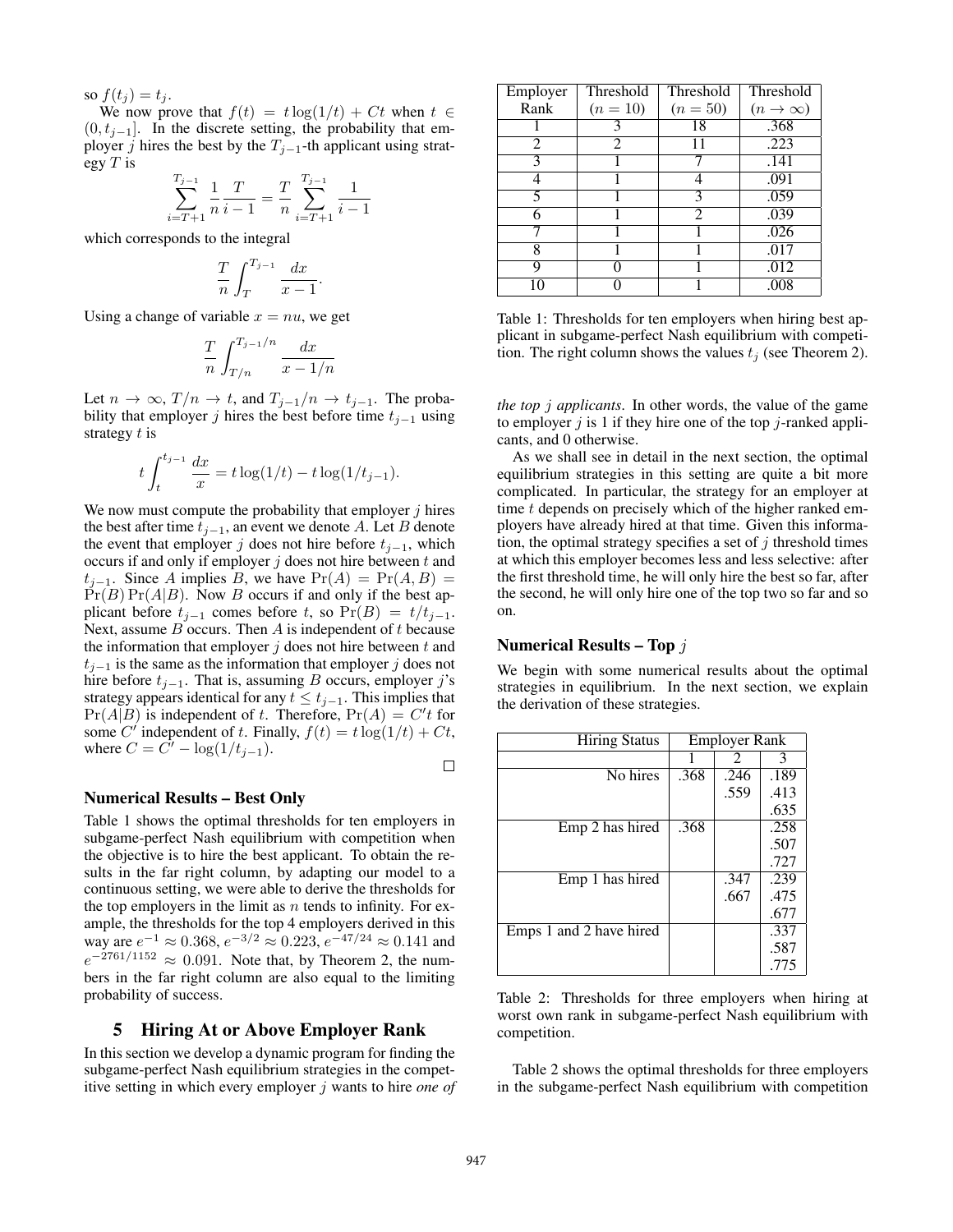so $f(t_j) = t_j$.

We now prove that $f(t) = t\log(1/t) + Ct$ when $t \in (0, t_{j-1}]$. In the discrete setting, the probability that employer $j$ hires the best by the $T_{j-1}$-th applicant using strategy $T$ is

$$\sum_{i=T+1}^{T_{j-1}} \frac{1}{n}\frac{T}{i-1} = \frac{T}{n}\sum_{i=T+1}^{T_{j-1}} \frac{1}{i-1}$$

which corresponds to the integral

$$\frac{T}{n}\int_{T}^{T_{j-1}} \frac{dx}{x-1}.$$

Using a change of variable $x = nu$, we get

$$\frac{T}{n}\int_{T/n}^{T_{j-1}/n} \frac{dx}{x-1/n}$$

Let $n \to \infty$, $T/n \to t$, and $T_{j-1}/n \to t_{j-1}$. The probability that employer $j$ hires the best before time $t_{j-1}$ using strategy $t$ is

$$t\int_{t}^{t_{j-1}} \frac{dx}{x} = t\log(1/t) - t\log(1/t_{j-1}).$$

We now must compute the probability that employer $j$ hires the best after time $t_{j-1}$, an event we denote $A$. Let $B$ denote the event that employer $j$ does not hire before $t_{j-1}$, which occurs if and only if employer $j$ does not hire between $t$ and $t_{j-1}$. Since $A$ implies $B$, we have $\Pr(A) = \Pr(A, B) = \Pr(B)\Pr(A|B)$. Now $B$ occurs if and only if the best applicant before $t_{j-1}$ comes before $t$, so $\Pr(B) = t/t_{j-1}$. Next, assume $B$ occurs. Then $A$ is independent of $t$ because the information that employer $j$ does not hire between $t$ and $t_{j-1}$ is the same as the information that employer $j$ does not hire before $t_{j-1}$. That is, assuming $B$ occurs, employer $j$'s strategy appears identical for any $t \le t_{j-1}$. This implies that $\Pr(A|B)$ is independent of $t$. Therefore, $\Pr(A) = C't$ for some $C'$ independent of $t$. Finally, $f(t) = t\log(1/t) + Ct$, where $C = C' - \log(1/t_{j-1})$.

□

### Numerical Results – Best Only

Table 1 shows the optimal thresholds for ten employers in subgame-perfect Nash equilibrium with competition when the objective is to hire the best applicant. To obtain the results in the far right column, by adapting our model to a continuous setting, we were able to derive the thresholds for the top employers in the limit as $n$ tends to infinity. For example, the thresholds for the top 4 employers derived in this way are $e^{-1} \approx 0.368$, $e^{-3/2} \approx 0.223$, $e^{-47/24} \approx 0.141$ and $e^{-2761/1152} \approx 0.091$. Note that, by Theorem 2, the numbers in the far right column are also equal to the limiting probability of success.

| Employer Rank | Threshold ($n = 10$) | Threshold ($n = 50$) | Threshold ($n \to \infty$) |
|---|---|---|---|
| 1 | 3 | 18 | .368 |
| 2 | 2 | 11 | .223 |
| 3 | 1 | 7 | .141 |
| 4 | 1 | 4 | .091 |
| 5 | 1 | 3 | .059 |
| 6 | 1 | 2 | .039 |
| 7 | 1 | 1 | .026 |
| 8 | 1 | 1 | .017 |
| 9 | 0 | 1 | .012 |
| 10 | 0 | 1 | .008 |

Table 1: Thresholds for ten employers when hiring best applicant in subgame-perfect Nash equilibrium with competition. The right column shows the values $t_j$ (see Theorem 2).

## 5 Hiring At or Above Employer Rank

In this section we develop a dynamic program for finding the subgame-perfect Nash equilibrium strategies in the competitive setting in which every employer $j$ wants to hire *one of the top $j$ applicants*. In other words, the value of the game to employer $j$ is 1 if they hire one of the top $j$-ranked applicants, and 0 otherwise.

As we shall see in detail in the next section, the optimal equilibrium strategies in this setting are quite a bit more complicated. In particular, the strategy for an employer at time $t$ depends on precisely which of the higher ranked employers have already hired at that time. Given this information, the optimal strategy specifies a set of $j$ threshold times at which this employer becomes less and less selective: after the first threshold time, he will only hire the best so far, after the second, he will only hire one of the top two so far and so on.

### Numerical Results – Top $j$

We begin with some numerical results about the optimal strategies in equilibrium. In the next section, we explain the derivation of these strategies.

| Hiring Status | Employer Rank | | |
|---|---|---|---|
| | 1 | 2 | 3 |
| No hires | .368 | .246 | .189 |
| | | .559 | .413 |
| | | | .635 |
| Emp 2 has hired | .368 | | .258 |
| | | | .507 |
| | | | .727 |
| Emp 1 has hired | | .347 | .239 |
| | | .667 | .475 |
| | | | .677 |
| Emps 1 and 2 have hired | | | .337 |
| | | | .587 |
| | | | .775 |

Table 2: Thresholds for three employers when hiring at worst own rank in subgame-perfect Nash equilibrium with competition.

Table 2 shows the optimal thresholds for three employers in the subgame-perfect Nash equilibrium with competition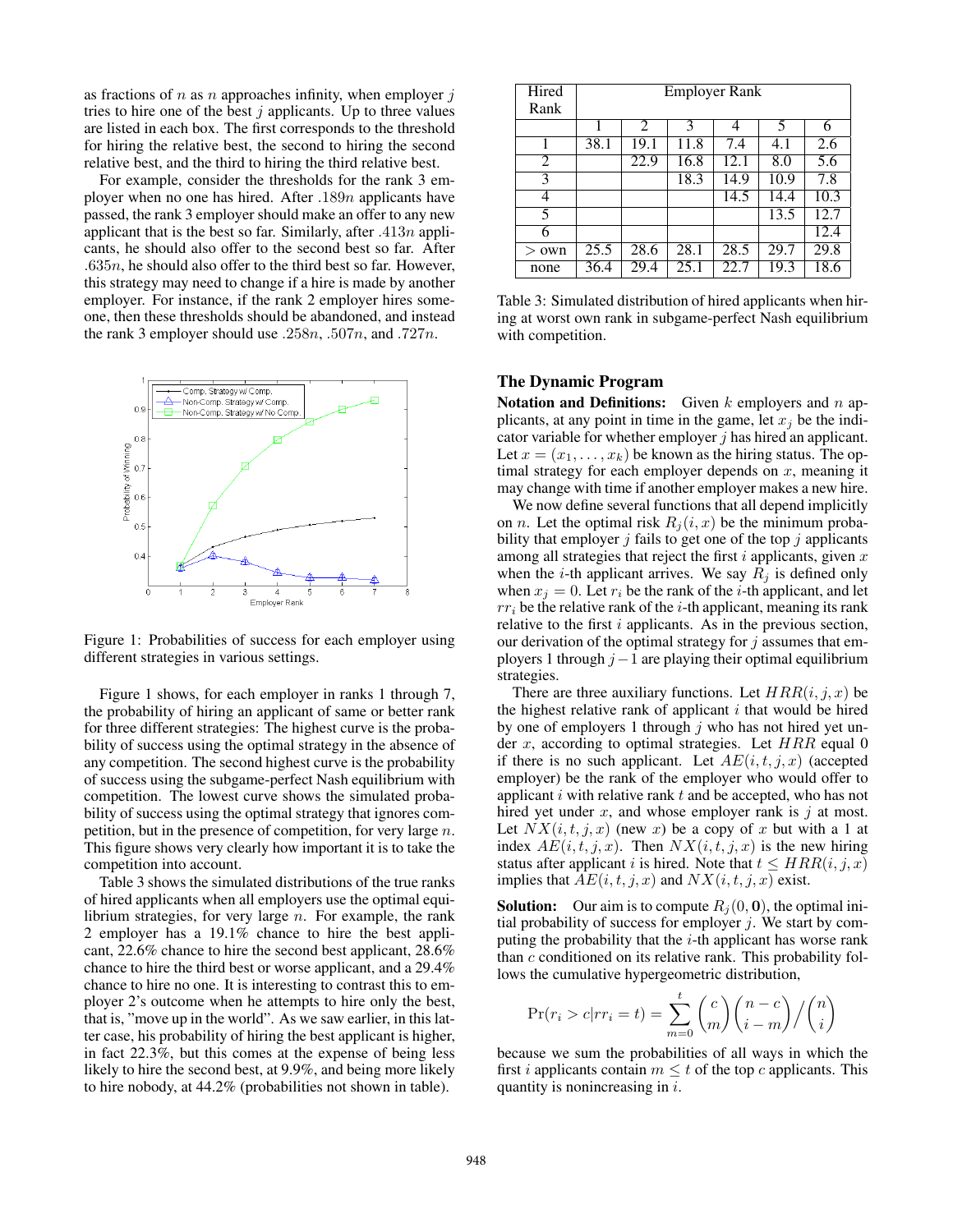as fractions of $n$ as $n$ approaches infinity, when employer $j$ tries to hire one of the best $j$ applicants. Up to three values are listed in each box. The first corresponds to the threshold for hiring the relative best, the second to hiring the second relative best, and the third to hiring the third relative best.

For example, consider the thresholds for the rank 3 employer when no one has hired. After $.189n$ applicants have passed, the rank 3 employer should make an offer to any new applicant that is the best so far. Similarly, after $.413n$ applicants, he should also offer to the second best so far. After $.635n$, he should also offer to the third best so far. However, this strategy may need to change if a hire is made by another employer. For instance, if the rank 2 employer hires someone, then these thresholds should be abandoned, and instead the rank 3 employer should use $.258n$, $.507n$, and $.727n$.

Figure 1: Probabilities of success for each employer using different strategies in various settings.

Figure 1 shows, for each employer in ranks 1 through 7, the probability of hiring an applicant of same or better rank for three different strategies: The highest curve is the probability of success using the optimal strategy in the absence of any competition. The second highest curve is the probability of success using the subgame-perfect Nash equilibrium with competition. The lowest curve shows the simulated probability of success using the optimal strategy that ignores competition, but in the presence of competition, for very large $n$. This figure shows very clearly how important it is to take the competition into account.

Table 3 shows the simulated distributions of the true ranks of hired applicants when all employers use the optimal equilibrium strategies, for very large $n$. For example, the rank 2 employer has a 19.1% chance to hire the best applicant, 22.6% chance to hire the second best applicant, 28.6% chance to hire the third best or worse applicant, and a 29.4% chance to hire no one. It is interesting to contrast this to employer 2's outcome when he attempts to hire only the best, that is, "move up in the world". As we saw earlier, in this latter case, his probability of hiring the best applicant is higher, in fact 22.3%, but this comes at the expense of being less likely to hire the second best, at 9.9%, and being more likely to hire nobody, at 44.2% (probabilities not shown in table).

| Hired Rank | Employer Rank | | | | | |
|---|---|---|---|---|---|---|
| | 1 | 2 | 3 | 4 | 5 | 6 |
| 1 | 38.1 | 19.1 | 11.8 | 7.4 | 4.1 | 2.6 |
| 2 | | 22.9 | 16.8 | 12.1 | 8.0 | 5.6 |
| 3 | | | 18.3 | 14.9 | 10.9 | 7.8 |
| 4 | | | | 14.5 | 14.4 | 10.3 |
| 5 | | | | | 13.5 | 12.7 |
| 6 | | | | | | 12.4 |
| $>$ own | 25.5 | 28.6 | 28.1 | 28.5 | 29.7 | 29.8 |
| none | 36.4 | 29.4 | 25.1 | 22.7 | 19.3 | 18.6 |

Table 3: Simulated distribution of hired applicants when hiring at worst own rank in subgame-perfect Nash equilibrium with competition.

## The Dynamic Program

**Notation and Definitions:** Given $k$ employers and $n$ applicants, at any point in time in the game, let $x_j$ be the indicator variable for whether employer $j$ has hired an applicant. Let $x = (x_1, \ldots, x_k)$ be known as the hiring status. The optimal strategy for each employer depends on $x$, meaning it may change with time if another employer makes a new hire.

We now define several functions that all depend implicitly on $n$. Let the optimal risk $R_j(i, x)$ be the minimum probability that employer $j$ fails to get one of the top $j$ applicants among all strategies that reject the first $i$ applicants, given $x$ when the $i$-th applicant arrives. We say $R_j$ is defined only when $x_j = 0$. Let $r_i$ be the rank of the $i$-th applicant, and let $rr_i$ be the relative rank of the $i$-th applicant, meaning its rank relative to the first $i$ applicants. As in the previous section, our derivation of the optimal strategy for $j$ assumes that employers 1 through $j-1$ are playing their optimal equilibrium strategies.

There are three auxiliary functions. Let $HRR(i, j, x)$ be the highest relative rank of applicant $i$ that would be hired by one of employers 1 through $j$ who has not hired yet under $x$, according to optimal strategies. Let $HRR$ equal 0 if there is no such applicant. Let $AE(i, t, j, x)$ (accepted employer) be the rank of the employer who would offer to applicant $i$ with relative rank $t$ and be accepted, who has not hired yet under $x$, and whose employer rank is $j$ at most. Let $NX(i, t, j, x)$ (new $x$) be a copy of $x$ but with a 1 at index $AE(i, t, j, x)$. Then $NX(i, t, j, x)$ is the new hiring status after applicant $i$ is hired. Note that $t \leq HRR(i, j, x)$ implies that $AE(i, t, j, x)$ and $NX(i, t, j, x)$ exist.

**Solution:** Our aim is to compute $R_j(0, \mathbf{0})$, the optimal initial probability of success for employer $j$. We start by computing the probability that the $i$-th applicant has worse rank than $c$ conditioned on its relative rank. This probability follows the cumulative hypergeometric distribution,

$$\Pr(r_i > c | rr_i = t) = \sum_{m=0}^{t} \binom{c}{m} \binom{n-c}{i-m} \Big/ \binom{n}{i}$$

because we sum the probabilities of all ways in which the first $i$ applicants contain $m \leq t$ of the top $c$ applicants. This quantity is nonincreasing in $i$.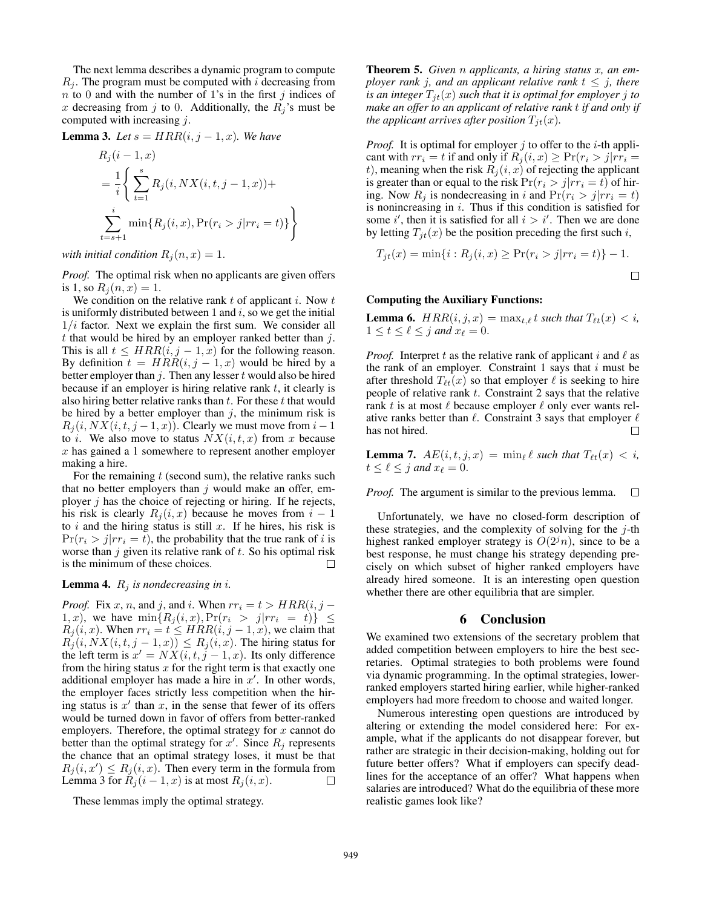The next lemma describes a dynamic program to compute $R_j$. The program must be computed with $i$ decreasing from $n$ to 0 and with the number of 1's in the first $j$ indices of $x$ decreasing from $j$ to 0. Additionally, the $R_j$'s must be computed with increasing $j$.

**Lemma 3.** *Let $s = HRR(i, j-1, x)$. We have*

$$R_j(i-1, x) = \frac{1}{i}\left\{ \sum_{t=1}^{s} R_j(i, NX(i,t,j-1,x)) + \sum_{t=s+1}^{i} \min\{R_j(i,x), \Pr(r_i > j | rr_i = t)\} \right\}$$

*with initial condition $R_j(n, x) = 1$.*

*Proof.* The optimal risk when no applicants are given offers is 1, so $R_j(n, x) = 1$.

We condition on the relative rank $t$ of applicant $i$. Now $t$ is uniformly distributed between 1 and $i$, so we get the initial $1/i$ factor. Next we explain the first sum. We consider all $t$ that would be hired by an employer ranked better than $j$. This is all $t \le HRR(i, j-1, x)$ for the following reason. By definition $t = HRR(i, j-1, x)$ would be hired by a better employer than $j$. Then any lesser $t$ would also be hired because if an employer is hiring relative rank $t$, it clearly is also hiring better relative ranks than $t$. For these $t$ that would be hired by a better employer than $j$, the minimum risk is $R_j(i, NX(i,t,j-1,x))$. Clearly we must move from $i-1$ to $i$. We also move to status $NX(i,t,x)$ from $x$ because $x$ has gained a 1 somewhere to represent another employer making a hire.

For the remaining $t$ (second sum), the relative ranks such that no better employers than $j$ would make an offer, employer $j$ has the choice of rejecting or hiring. If he rejects, his risk is clearly $R_j(i,x)$ because he moves from $i-1$ to $i$ and the hiring status is still $x$. If he hires, his risk is $\Pr(r_i > j | rr_i = t)$, the probability that the true rank of $i$ is worse than $j$ given its relative rank of $t$. So his optimal risk is the minimum of these choices. □

**Lemma 4.** *$R_j$ is nondecreasing in $i$.*

*Proof.* Fix $x$, $n$, and $j$, and $i$. When $rr_i = t > HRR(i, j-1, x)$, we have $\min\{R_j(i,x), \Pr(r_i > j | rr_i = t)\} \le R_j(i,x)$. When $rr_i = t \le HRR(i, j-1, x)$, we claim that $R_j(i, NX(i,t,j-1,x)) \le R_j(i,x)$. The hiring status for the left term is $x' = NX(i,t,j-1,x)$. Its only difference from the hiring status $x$ for the right term is that exactly one additional employer has made a hire in $x'$. In other words, the employer faces strictly less competition when the hiring status is $x'$ than $x$, in the sense that fewer of its offers would be turned down in favor of offers from better-ranked employers. Therefore, the optimal strategy for $x$ cannot do better than the optimal strategy for $x'$. Since $R_j$ represents the chance that an optimal strategy loses, it must be that $R_j(i,x') \le R_j(i,x)$. Then every term in the formula from Lemma 3 for $R_j(i-1,x)$ is at most $R_j(i,x)$. □

These lemmas imply the optimal strategy.

**Theorem 5.** *Given $n$ applicants, a hiring status $x$, an employer rank $j$, and an applicant relative rank $t \le j$, there is an integer $T_{jt}(x)$ such that it is optimal for employer $j$ to make an offer to an applicant of relative rank $t$ if and only if the applicant arrives after position $T_{jt}(x)$.*

*Proof.* It is optimal for employer $j$ to offer to the $i$-th applicant with $rr_i = t$ if and only if $R_j(i,x) \ge \Pr(r_i > j | rr_i = t)$, meaning when the risk $R_j(i,x)$ of rejecting the applicant is greater than or equal to the risk $\Pr(r_i > j | rr_i = t)$ of hiring. Now $R_j$ is nondecreasing in $i$ and $\Pr(r_i > j | rr_i = t)$ is nonincreasing in $i$. Thus if this condition is satisfied for some $i'$, then it is satisfied for all $i > i'$. Then we are done by letting $T_{jt}(x)$ be the position preceding the first such $i$,

$$T_{jt}(x) = \min\{i : R_j(i,x) \ge \Pr(r_i > j | rr_i = t)\} - 1.$$

□

**Computing the Auxiliary Functions:**

**Lemma 6.** *$HRR(i, j, x) = \max_{t,\ell} t$ such that $T_{\ell t}(x) < i$, $1 \le t \le \ell \le j$ and $x_\ell = 0$.*

*Proof.* Interpret $t$ as the relative rank of applicant $i$ and $\ell$ as the rank of an employer. Constraint 1 says that $i$ must be after threshold $T_{\ell t}(x)$ so that employer $\ell$ is seeking to hire people of relative rank $t$. Constraint 2 says that the relative rank $t$ is at most $\ell$ because employer $\ell$ only ever wants relative ranks better than $\ell$. Constraint 3 says that employer $\ell$ has not hired. □

**Lemma 7.** *$AE(i, t, j, x) = \min_\ell \ell$ such that $T_{\ell t}(x) < i$, $t \le \ell \le j$ and $x_\ell = 0$.*

*Proof.* The argument is similar to the previous lemma. □

Unfortunately, we have no closed-form description of these strategies, and the complexity of solving for the $j$-th highest ranked employer strategy is $O(2^j n)$, since to be a best response, he must change his strategy depending precisely on which subset of higher ranked employers have already hired someone. It is an interesting open question whether there are other equilibria that are simpler.

## 6 Conclusion

We examined two extensions of the secretary problem that added competition between employers to hire the best secretaries. Optimal strategies to both problems were found via dynamic programming. In the optimal strategies, lower-ranked employers started hiring earlier, while higher-ranked employers had more freedom to choose and waited longer.

Numerous interesting open questions are introduced by altering or extending the model considered here: For example, what if the applicants do not disappear forever, but rather are strategic in their decision-making, holding out for future better offers? What if employers can specify deadlines for the acceptance of an offer? What happens when salaries are introduced? What do the equilibria of these more realistic games look like?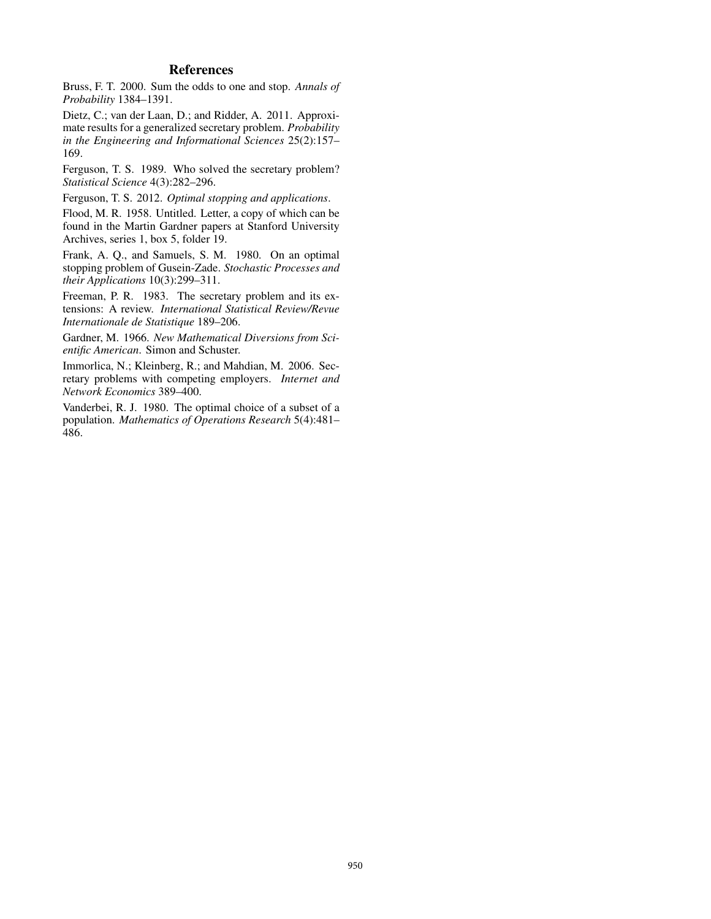## References

Bruss, F. T. 2000. Sum the odds to one and stop. *Annals of Probability* 1384–1391.

Dietz, C.; van der Laan, D.; and Ridder, A. 2011. Approximate results for a generalized secretary problem. *Probability in the Engineering and Informational Sciences* 25(2):157–169.

Ferguson, T. S. 1989. Who solved the secretary problem? *Statistical Science* 4(3):282–296.

Ferguson, T. S. 2012. *Optimal stopping and applications*.

Flood, M. R. 1958. Untitled. Letter, a copy of which can be found in the Martin Gardner papers at Stanford University Archives, series 1, box 5, folder 19.

Frank, A. Q., and Samuels, S. M. 1980. On an optimal stopping problem of Gusein-Zade. *Stochastic Processes and their Applications* 10(3):299–311.

Freeman, P. R. 1983. The secretary problem and its extensions: A review. *International Statistical Review/Revue Internationale de Statistique* 189–206.

Gardner, M. 1966. *New Mathematical Diversions from Scientific American*. Simon and Schuster.

Immorlica, N.; Kleinberg, R.; and Mahdian, M. 2006. Secretary problems with competing employers. *Internet and Network Economics* 389–400.

Vanderbei, R. J. 1980. The optimal choice of a subset of a population. *Mathematics of Operations Research* 5(4):481–486.